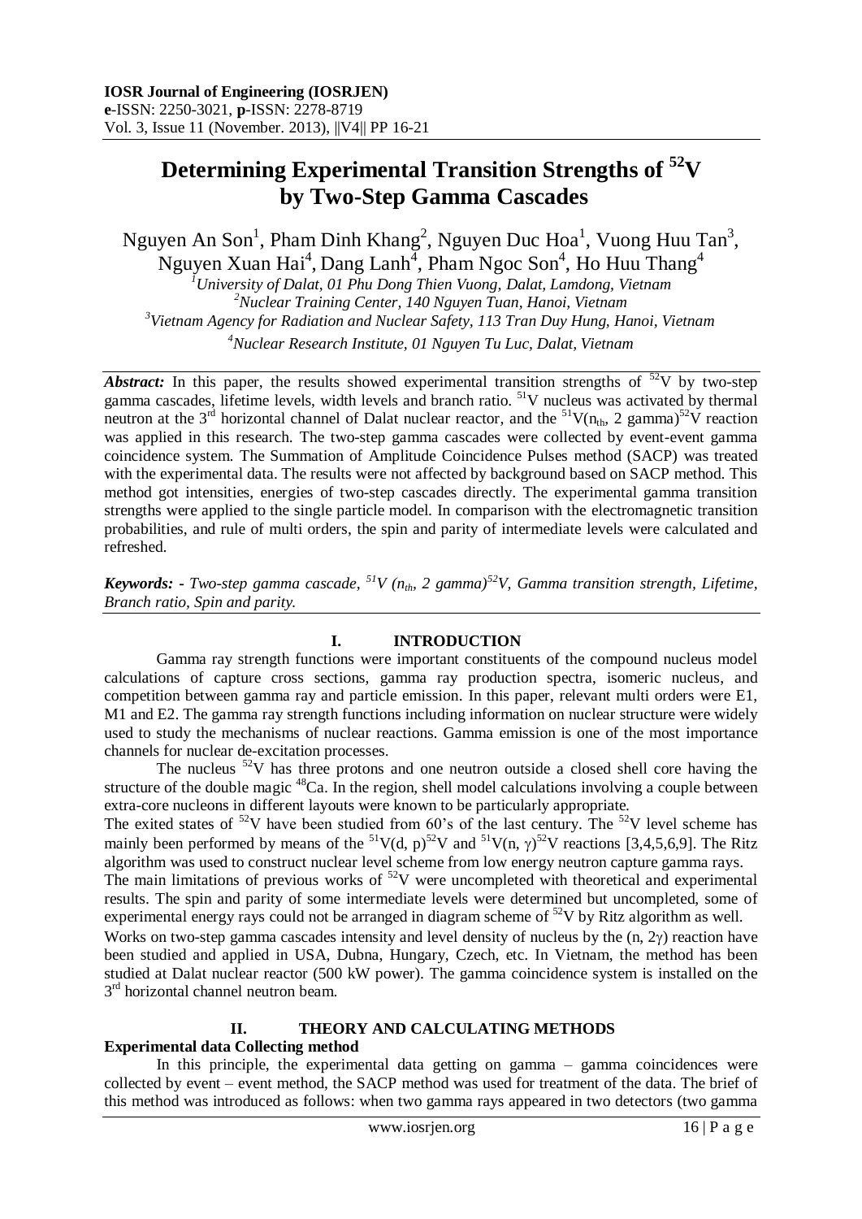# Determining Experimental Transition Strengths of $^{52}V$ by Two-Step Gamma Cascades

Nguyen An Son[1], Pham Dinh Khang[2], Nguyen Duc Hoa[1], Vuong Huu Tan[3], Nguyen Xuan Hai[4], Dang Lanh[4], Pham Ngoc Son[4], Ho Huu Thang[4]

[1]*University of Dalat, 01 Phu Dong Thien Vuong, Dalat, Lamdong, Vietnam*
[2]*Nuclear Training Center, 140 Nguyen Tuan, Hanoi, Vietnam*
[3]*Vietnam Agency for Radiation and Nuclear Safety, 113 Tran Duy Hung, Hanoi, Vietnam*
[4]*Nuclear Research Institute, 01 Nguyen Tu Luc, Dalat, Vietnam*

***Abstract:*** In this paper, the results showed experimental transition strengths of $^{52}V$ by two-step gamma cascades, lifetime levels, width levels and branch ratio. $^{51}V$ nucleus was activated by thermal neutron at the 3rd horizontal channel of Dalat nuclear reactor, and the $^{51}V(n_{th}, 2\ gamma)^{52}V$ reaction was applied in this research. The two-step gamma cascades were collected by event-event gamma coincidence system. The Summation of Amplitude Coincidence Pulses method (SACP) was treated with the experimental data. The results were not affected by background based on SACP method. This method got intensities, energies of two-step cascades directly. The experimental gamma transition strengths were applied to the single particle model. In comparison with the electromagnetic transition probabilities, and rule of multi orders, the spin and parity of intermediate levels were calculated and refreshed.

***Keywords:*** *- Two-step gamma cascade, $^{51}V\ (n_{th}, 2\ gamma)^{52}V$, Gamma transition strength, Lifetime, Branch ratio, Spin and parity.*

## I. INTRODUCTION

Gamma ray strength functions were important constituents of the compound nucleus model calculations of capture cross sections, gamma ray production spectra, isomeric nucleus, and competition between gamma ray and particle emission. In this paper, relevant multi orders were E1, M1 and E2. The gamma ray strength functions including information on nuclear structure were widely used to study the mechanisms of nuclear reactions. Gamma emission is one of the most importance channels for nuclear de-excitation processes.

The nucleus $^{52}V$ has three protons and one neutron outside a closed shell core having the structure of the double magic $^{48}Ca$. In the region, shell model calculations involving a couple between extra-core nucleons in different layouts were known to be particularly appropriate.

The exited states of $^{52}V$ have been studied from 60's of the last century. The $^{52}V$ level scheme has mainly been performed by means of the $^{51}V(d, p)^{52}V$ and $^{51}V(n, \gamma)^{52}V$ reactions [3,4,5,6,9]. The Ritz algorithm was used to construct nuclear level scheme from low energy neutron capture gamma rays.

The main limitations of previous works of $^{52}V$ were uncompleted with theoretical and experimental results. The spin and parity of some intermediate levels were determined but uncompleted, some of experimental energy rays could not be arranged in diagram scheme of $^{52}V$ by Ritz algorithm as well.

Works on two-step gamma cascades intensity and level density of nucleus by the (n, 2γ) reaction have been studied and applied in USA, Dubna, Hungary, Czech, etc. In Vietnam, the method has been studied at Dalat nuclear reactor (500 kW power). The gamma coincidence system is installed on the 3rd horizontal channel neutron beam.

## II. THEORY AND CALCULATING METHODS

### Experimental data Collecting method

In this principle, the experimental data getting on gamma – gamma coincidences were collected by event – event method, the SACP method was used for treatment of the data. The brief of this method was introduced as follows: when two gamma rays appeared in two detectors (two gamma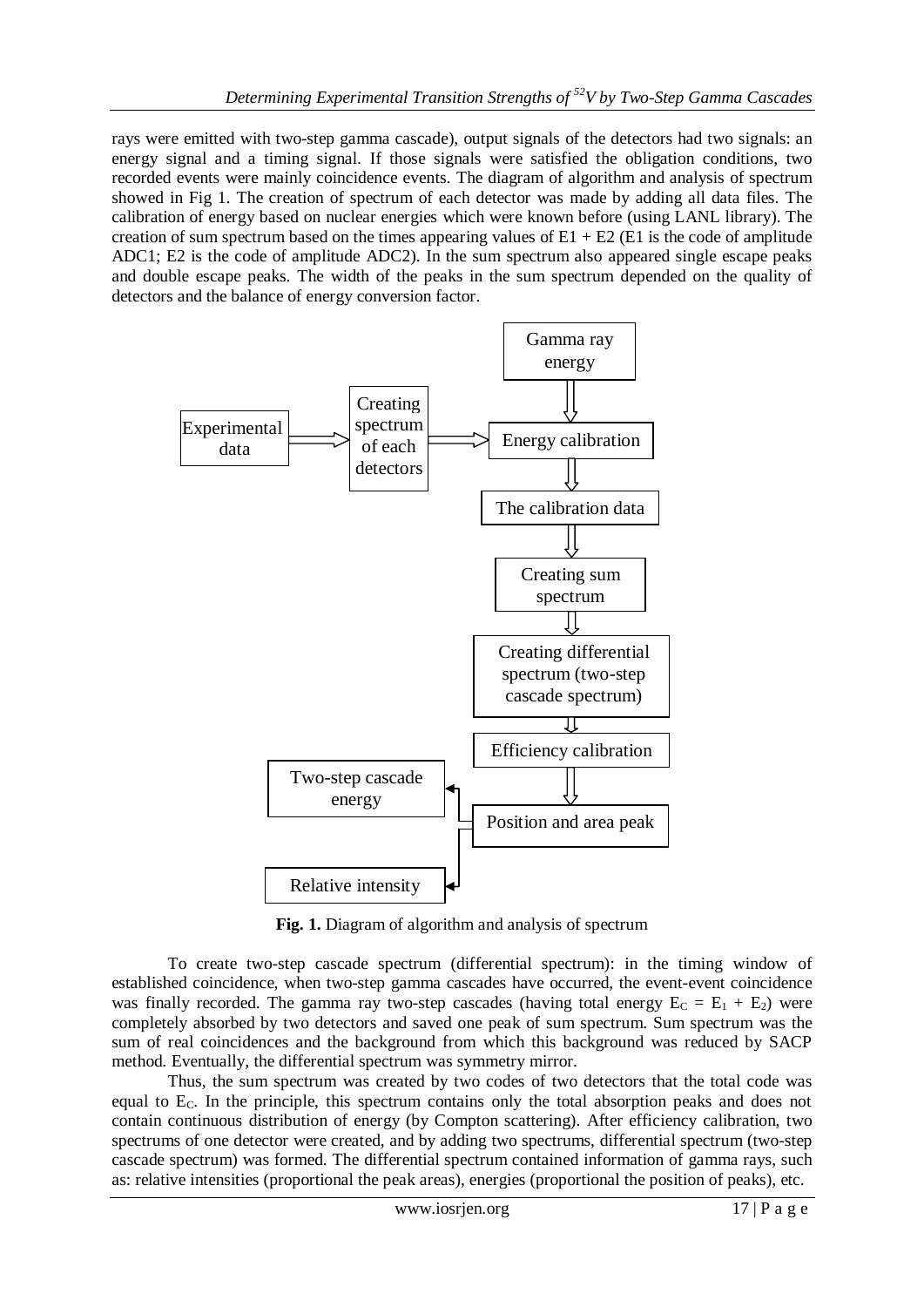rays were emitted with two-step gamma cascade), output signals of the detectors had two signals: an energy signal and a timing signal. If those signals were satisfied the obligation conditions, two recorded events were mainly coincidence events. The diagram of algorithm and analysis of spectrum showed in Fig 1. The creation of spectrum of each detector was made by adding all data files. The calibration of energy based on nuclear energies which were known before (using LANL library). The creation of sum spectrum based on the times appearing values of E1 + E2 (E1 is the code of amplitude ADC1; E2 is the code of amplitude ADC2). In the sum spectrum also appeared single escape peaks and double escape peaks. The width of the peaks in the sum spectrum depended on the quality of detectors and the balance of energy conversion factor.

```
Experimental data ==> Creating spectrum of each detectors ==> Energy calibration <== Gamma ray energy
                                                                     ||
                                                            The calibration data
                                                                     ||
                                                            Creating sum spectrum
                                                                     ||
                                          Creating differential spectrum (two-step cascade spectrum)
                                                                     ||
                                                            Efficiency calibration
                                                                     ||
                                                            Position and area peak
                                                              |--> Two-step cascade energy
                                                              |--> Relative intensity
```

**Fig. 1.** Diagram of algorithm and analysis of spectrum

To create two-step cascade spectrum (differential spectrum): in the timing window of established coincidence, when two-step gamma cascades have occurred, the event-event coincidence was finally recorded. The gamma ray two-step cascades (having total energy $E_C = E_1 + E_2$) were completely absorbed by two detectors and saved one peak of sum spectrum. Sum spectrum was the sum of real coincidences and the background from which this background was reduced by SACP method. Eventually, the differential spectrum was symmetry mirror.

Thus, the sum spectrum was created by two codes of two detectors that the total code was equal to $E_C$. In the principle, this spectrum contains only the total absorption peaks and does not contain continuous distribution of energy (by Compton scattering). After efficiency calibration, two spectrums of one detector were created, and by adding two spectrums, differential spectrum (two-step cascade spectrum) was formed. The differential spectrum contained information of gamma rays, such as: relative intensities (proportional the peak areas), energies (proportional the position of peaks), etc.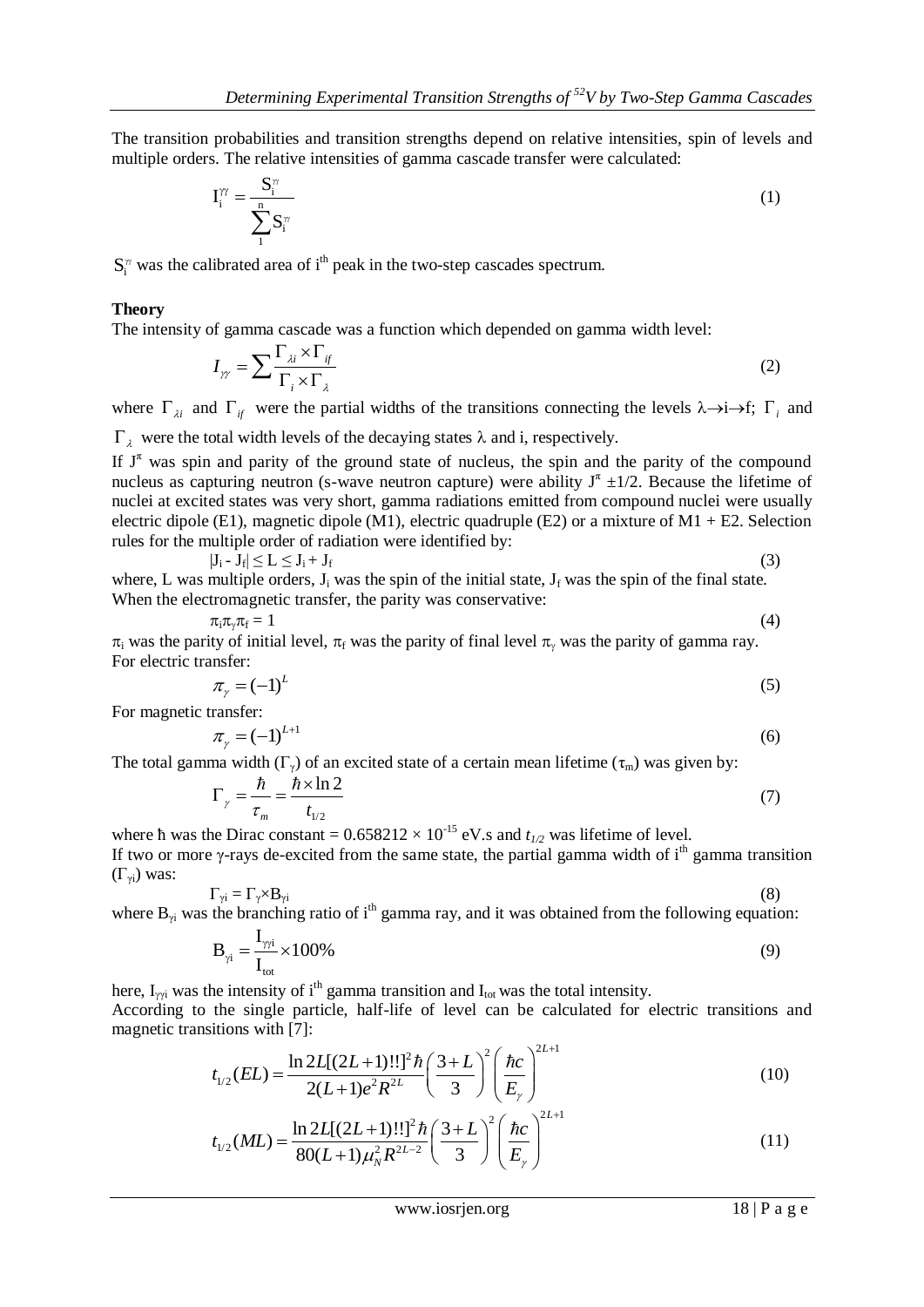The transition probabilities and transition strengths depend on relative intensities, spin of levels and multiple orders. The relative intensities of gamma cascade transfer were calculated:

$$I_i^{\gamma\gamma} = \frac{S_i^{\gamma\gamma}}{\sum_1^n S_i^{\gamma\gamma}} \tag{1}$$

$S_i^{\gamma\gamma}$ was the calibrated area of i[th] peak in the two-step cascades spectrum.

**Theory**

The intensity of gamma cascade was a function which depended on gamma width level:

$$I_{\gamma\gamma} = \sum \frac{\Gamma_{\lambda i} \times \Gamma_{if}}{\Gamma_i \times \Gamma_\lambda} \tag{2}$$

where $\Gamma_{\lambda i}$ and $\Gamma_{if}$ were the partial widths of the transitions connecting the levels $\lambda \to i \to f$; $\Gamma_i$ and $\Gamma_\lambda$ were the total width levels of the decaying states $\lambda$ and i, respectively.

If $J^\pi$ was spin and parity of the ground state of nucleus, the spin and the parity of the compound nucleus as capturing neutron (s-wave neutron capture) were ability $J^\pi \pm 1/2$. Because the lifetime of nuclei at excited states was very short, gamma radiations emitted from compound nuclei were usually electric dipole (E1), magnetic dipole (M1), electric quadruple (E2) or a mixture of M1 + E2. Selection rules for the multiple order of radiation were identified by:

$$|J_i - J_f| \le L \le J_i + J_f \tag{3}$$

where, L was multiple orders, $J_i$ was the spin of the initial state, $J_f$ was the spin of the final state. When the electromagnetic transfer, the parity was conservative:

$$\pi_i \pi_\gamma \pi_f = 1 \tag{4}$$

$\pi_i$ was the parity of initial level, $\pi_f$ was the parity of final level $\pi_\gamma$ was the parity of gamma ray. For electric transfer:

$$\pi_\gamma = (-1)^L \tag{5}$$

For magnetic transfer:

$$\pi_\gamma = (-1)^{L+1} \tag{6}$$

The total gamma width ($\Gamma_\gamma$) of an excited state of a certain mean lifetime ($\tau_m$) was given by:

$$\Gamma_\gamma = \frac{\hbar}{\tau_m} = \frac{\hbar \times \ln 2}{t_{1/2}} \tag{7}$$

where ħ was the Dirac constant = $0.658212 \times 10^{-15}$ eV.s and $t_{1/2}$ was lifetime of level.

If two or more γ-rays de-excited from the same state, the partial gamma width of i[th] gamma transition ($\Gamma_{\gamma i}$) was:

$$\Gamma_{\gamma i} = \Gamma_\gamma \times B_{\gamma i} \tag{8}$$

where $B_{\gamma i}$ was the branching ratio of i[th] gamma ray, and it was obtained from the following equation:

$$B_{\gamma i} = \frac{I_{\gamma\gamma i}}{I_{tot}} \times 100\% \tag{9}$$

here, $I_{\gamma\gamma i}$ was the intensity of i[th] gamma transition and $I_{tot}$ was the total intensity.

According to the single particle, half-life of level can be calculated for electric transitions and magnetic transitions with [7]:

$$t_{1/2}(EL) = \frac{\ln 2L[(2L+1)!!]^2 \hbar}{2(L+1)e^2 R^{2L}} \left(\frac{3+L}{3}\right)^2 \left(\frac{\hbar c}{E_\gamma}\right)^{2L+1} \tag{10}$$

$$t_{1/2}(ML) = \frac{\ln 2L[(2L+1)!!]^2 \hbar}{80(L+1)\mu_N^2 R^{2L-2}} \left(\frac{3+L}{3}\right)^2 \left(\frac{\hbar c}{E_\gamma}\right)^{2L+1} \tag{11}$$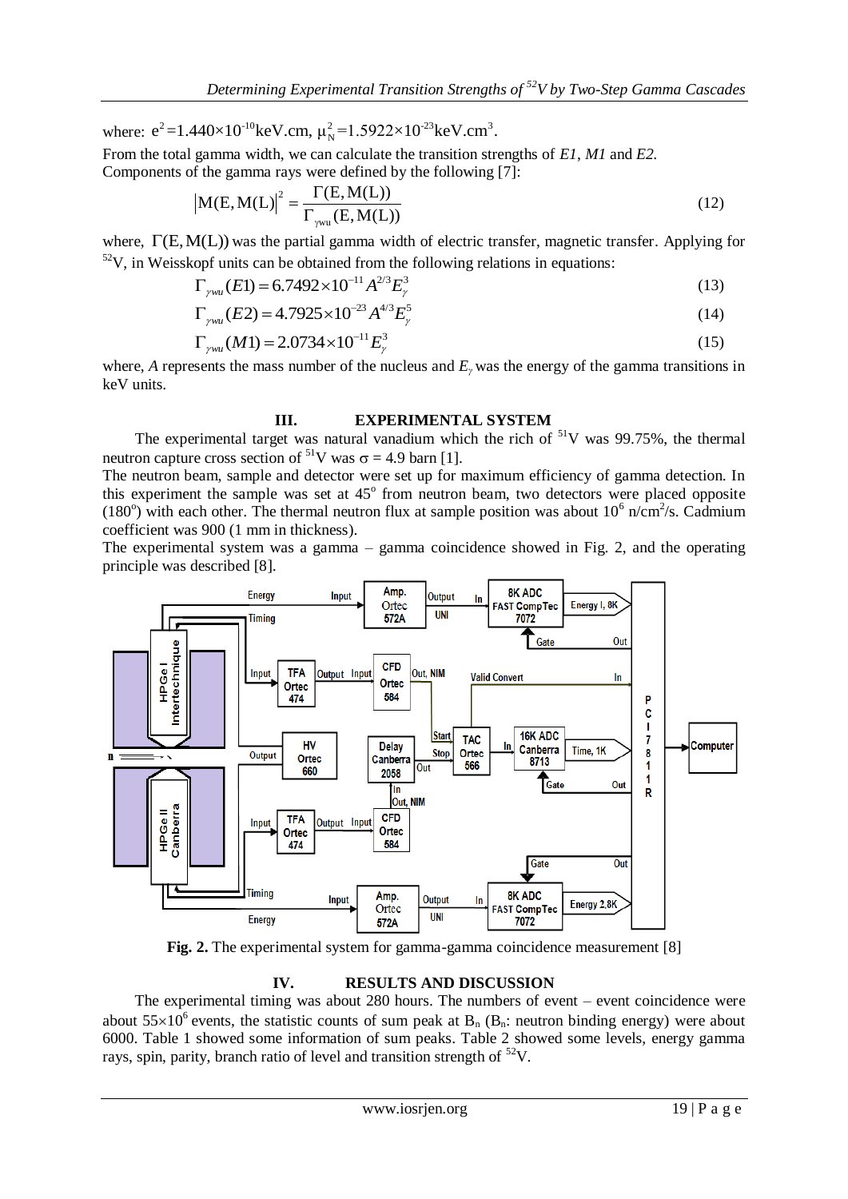where: $e^2=1.440\times10^{-10}$keV.cm, $\mu_N^2=1.5922\times10^{-23}$keV.cm$^3$.

From the total gamma width, we can calculate the transition strengths of *E1*, *M1* and *E2*.

Components of the gamma rays were defined by the following [7]:

$$|M(E,M(L)|^2 = \frac{\Gamma(E,M(L))}{\Gamma_{\gamma wu}(E,M(L))} \tag{12}$$

where, $\Gamma(E,M(L))$ was the partial gamma width of electric transfer, magnetic transfer. Applying for $^{52}$V, in Weisskopf units can be obtained from the following relations in equations:

$$\Gamma_{\gamma wu}(E1) = 6.7492\times10^{-11}A^{2/3}E_\gamma^3 \tag{13}$$

$$\Gamma_{\gamma wu}(E2) = 4.7925\times10^{-23}A^{4/3}E_\gamma^5 \tag{14}$$

$$\Gamma_{\gamma wu}(M1) = 2.0734\times10^{-11}E_\gamma^3 \tag{15}$$

where, *A* represents the mass number of the nucleus and $E_\gamma$ was the energy of the gamma transitions in keV units.

## III. EXPERIMENTAL SYSTEM

The experimental target was natural vanadium which the rich of $^{51}$V was 99.75%, the thermal neutron capture cross section of $^{51}$V was $\sigma$ = 4.9 barn [1].

The neutron beam, sample and detector were set up for maximum efficiency of gamma detection. In this experiment the sample was set at 45$^o$ from neutron beam, two detectors were placed opposite (180$^o$) with each other. The thermal neutron flux at sample position was about $10^6$ n/cm$^2$/s. Cadmium coefficient was 900 (1 mm in thickness).

The experimental system was a gamma – gamma coincidence showed in Fig. 2, and the operating principle was described [8].

**Fig. 2.** The experimental system for gamma-gamma coincidence measurement [8]

## IV. RESULTS AND DISCUSSION

The experimental timing was about 280 hours. The numbers of event – event coincidence were about $55\times10^6$ events, the statistic counts of sum peak at $B_n$ ($B_n$: neutron binding energy) were about 6000. Table 1 showed some information of sum peaks. Table 2 showed some levels, energy gamma rays, spin, parity, branch ratio of level and transition strength of $^{52}$V.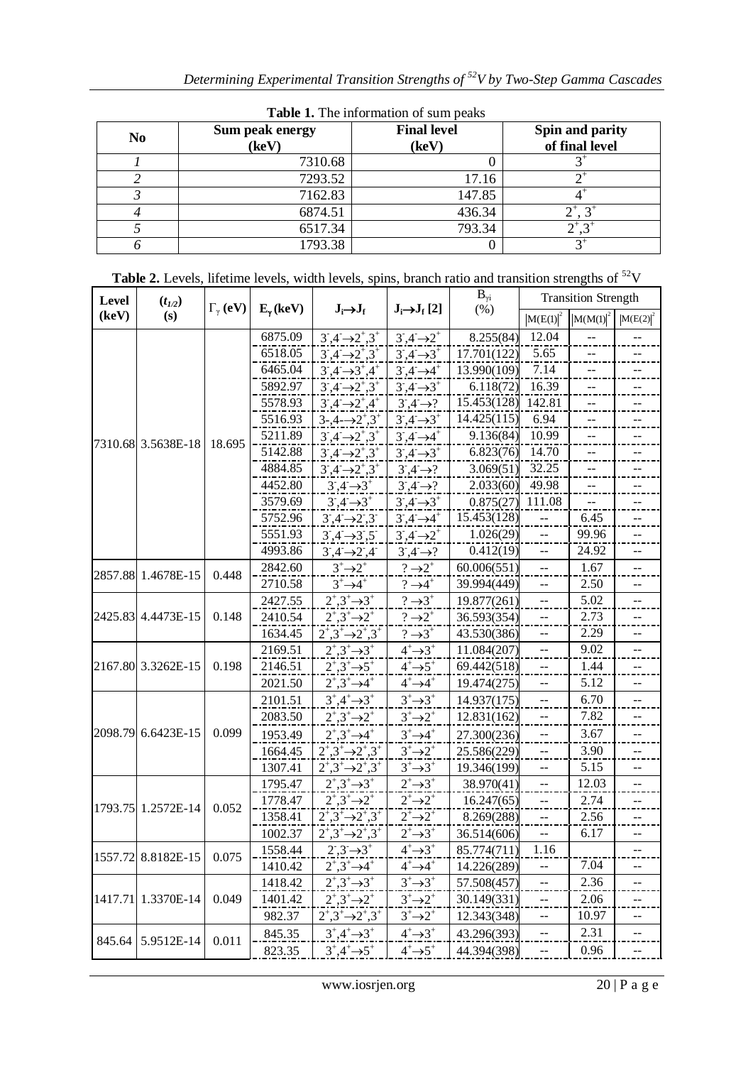**Table 1.** The information of sum peaks

| No | Sum peak energy (keV) | Final level (keV) | Spin and parity of final level |
|---|---|---|---|
| *1* | 7310.68 | 0 | $3^+$ |
| *2* | 7293.52 | 17.16 | $2^+$ |
| *3* | 7162.83 | 147.85 | $4^+$ |
| *4* | 6874.51 | 436.34 | $2^+, 3^+$ |
| *5* | 6517.34 | 793.34 | $2^+,3^+$ |
| *6* | 1793.38 | 0 | $3^+$ |

**Table 2.** Levels, lifetime levels, width levels, spins, branch ratio and transition strengths of $^{52}$V

| Level (keV) | $(t_{1/2})$ (s) | $\Gamma_\gamma$ (eV) | $E_\gamma$ (keV) | $J_i \rightarrow J_f$ | $J_i \rightarrow J_f$ [2] | $B_{\gamma i}$ (%) | Transition Strength | | |
|---|---|---|---|---|---|---|---|---|---|
| | | | | | | | $\|M(E1)\|^2$ | $\|M(M1)\|^2$ | $\|M(E2)\|^2$ |
| 7310.68 | 3.5638E-18 | 18.695 | 6875.09 | $3^-,4^- \rightarrow 2^+,3^+$ | $3^-,4^- \rightarrow 2^+$ | 8.255(84) | 12.04 | -- | -- |
| | | | 6518.05 | $3^-,4^- \rightarrow 2^+,3^+$ | $3^-,4^- \rightarrow 3^+$ | 17.701(122) | 5.65 | -- | -- |
| | | | 6465.04 | $3^-,4^- \rightarrow 3^+,4^+$ | $3^-,4^- \rightarrow 4^+$ | 13.990(109) | 7.14 | -- | -- |
| | | | 5892.97 | $3^-,4^- \rightarrow 2^+,3^+$ | $3^-,4^- \rightarrow 3^+$ | 6.118(72) | 16.39 | -- | -- |
| | | | 5578.93 | $3^-,4^- \rightarrow 2^+,4^+$ | $3^-,4^- \rightarrow ?$ | 15.453(128) | 142.81 | -- | -- |
| | | | 5516.93 | $3^-,4^- \rightarrow 2^+,3^+$ | $3^-,4^- \rightarrow 3^+$ | 14.425(115) | 6.94 | -- | -- |
| | | | 5211.89 | $3^-,4^- \rightarrow 2^+,3^+$ | $3^-,4^- \rightarrow 4^+$ | 9.136(84) | 10.99 | -- | -- |
| | | | 5142.88 | $3^-,4^- \rightarrow 2^+,3^+$ | $3^-,4^- \rightarrow 3^+$ | 6.823(76) | 14.70 | -- | -- |
| | | | 4884.85 | $3^-,4^- \rightarrow 2^+,3^+$ | $3^-,4^- \rightarrow ?$ | 3.069(51) | 32.25 | -- | -- |
| | | | 4452.80 | $3^-,4^- \rightarrow 3^+$ | $3^-,4^- \rightarrow ?$ | 2.033(60) | 49.98 | -- | -- |
| | | | 3579.69 | $3^-,4^- \rightarrow 3^+$ | $3^-,4^- \rightarrow 3^+$ | 0.875(27) | 111.08 | -- | -- |
| | | | 5752.96 | $3^-,4^- \rightarrow 2^-,3^-$ | $3^-,4^- \rightarrow 4^+$ | 15.453(128) | -- | 6.45 | -- |
| | | | 5551.93 | $3^-,4^- \rightarrow 3^-,5^-$ | $3^-,4^- \rightarrow 2^+$ | 1.026(29) | -- | 99.96 | -- |
| | | | 4993.86 | $3^-,4^- \rightarrow 2^-,4^-$ | $3^-,4^- \rightarrow ?$ | 0.412(19) | -- | 24.92 | -- |
| 2857.88 | 1.4678E-15 | 0.448 | 2842.60 | $3^+ \rightarrow 2^+$ | $? \rightarrow 2^+$ | 60.006(551) | -- | 1.67 | -- |
| | | | 2710.58 | $3^+ \rightarrow 4^+$ | $? \rightarrow 4^+$ | 39.994(449) | -- | 2.50 | -- |
| 2425.83 | 4.4473E-15 | 0.148 | 2427.55 | $2^+,3^+ \rightarrow 3^+$ | $? \rightarrow 3^+$ | 19.877(261) | -- | 5.02 | -- |
| | | | 2410.54 | $2^+,3^+ \rightarrow 2^+$ | $? \rightarrow 2^+$ | 36.593(354) | -- | 2.73 | -- |
| | | | 1634.45 | $2^+,3^+ \rightarrow 2^+,3^+$ | $? \rightarrow 3^+$ | 43.530(386) | -- | 2.29 | -- |
| 2167.80 | 3.3262E-15 | 0.198 | 2169.51 | $2^+,3^+ \rightarrow 3^+$ | $4^+ \rightarrow 3^+$ | 11.084(207) | -- | 9.02 | -- |
| | | | 2146.51 | $2^+,3^+ \rightarrow 5^+$ | $4^+ \rightarrow 5^+$ | 69.442(518) | -- | 1.44 | -- |
| | | | 2021.50 | $2^+,3^+ \rightarrow 4^+$ | $4^+ \rightarrow 4^+$ | 19.474(275) | -- | 5.12 | -- |
| 2098.79 | 6.6423E-15 | 0.099 | 2101.51 | $3^+,4^+ \rightarrow 3^+$ | $3^+ \rightarrow 3^+$ | 14.937(175) | -- | 6.70 | -- |
| | | | 2083.50 | $2^+,3^+ \rightarrow 2^+$ | $3^+ \rightarrow 2^+$ | 12.831(162) | -- | 7.82 | -- |
| | | | 1953.49 | $2^+,3^+ \rightarrow 4^+$ | $3^+ \rightarrow 4^+$ | 27.300(236) | -- | 3.67 | -- |
| | | | 1664.45 | $2^+,3^+ \rightarrow 2^+,3^+$ | $3^+ \rightarrow 2^+$ | 25.586(229) | -- | 3.90 | -- |
| | | | 1307.41 | $2^+,3^+ \rightarrow 2^+,3^+$ | $3^+ \rightarrow 3^+$ | 19.346(199) | -- | 5.15 | -- |
| 1793.75 | 1.2572E-14 | 0.052 | 1795.47 | $2^+,3^+ \rightarrow 3^+$ | $2^+ \rightarrow 3^+$ | 38.970(41) | -- | 12.03 | -- |
| | | | 1778.47 | $2^+,3^+ \rightarrow 2^+$ | $2^+ \rightarrow 2^+$ | 16.247(65) | -- | 2.74 | -- |
| | | | 1358.41 | $2^+,3^+ \rightarrow 2^+,3^+$ | $2^+ \rightarrow 2^+$ | 8.269(288) | -- | 2.56 | -- |
| | | | 1002.37 | $2^+,3^+ \rightarrow 2^+,3^+$ | $2^+ \rightarrow 3^+$ | 36.514(606) | -- | 6.17 | -- |
| 1557.72 | 8.8182E-15 | 0.075 | 1558.44 | $2^-,3^- \rightarrow 3^+$ | $4^+ \rightarrow 3^+$ | 85.774(711) | 1.16 | | -- |
| | | | 1410.42 | $2^+,3^+ \rightarrow 4^+$ | $4^+ \rightarrow 4^+$ | 14.226(289) | -- | 7.04 | -- |
| 1417.71 | 1.3370E-14 | 0.049 | 1418.42 | $2^+,3^+ \rightarrow 3^+$ | $3^+ \rightarrow 3^+$ | 57.508(457) | -- | 2.36 | -- |
| | | | 1401.42 | $2^+,3^+ \rightarrow 2^+$ | $3^+ \rightarrow 2^+$ | 30.149(331) | -- | 2.06 | -- |
| | | | 982.37 | $2^+,3^+ \rightarrow 2^+,3^+$ | $3^+ \rightarrow 2^+$ | 12.343(348) | -- | 10.97 | -- |
| 845.64 | 5.9512E-14 | 0.011 | 845.35 | $3^+,4^+ \rightarrow 3^+$ | $4^+ \rightarrow 3^+$ | 43.296(393) | -- | 2.31 | -- |
| | | | 823.35 | $3^+,4^+ \rightarrow 5^+$ | $4^+ \rightarrow 5^+$ | 44.394(398) | -- | 0.96 | -- |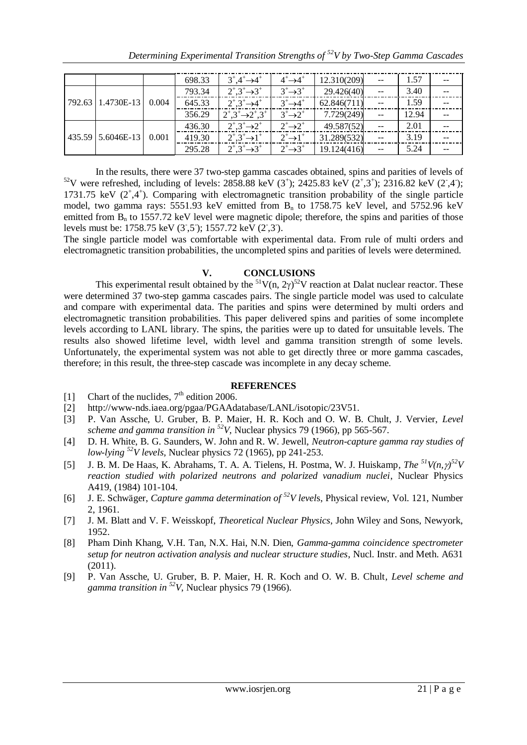| | | | | | | | | | |
|---|---|---|---|---|---|---|---|---|---|
| | | | 698.33 | $3^+,4^+ \rightarrow 4^+$ | $4^+ \rightarrow 4^+$ | 12.310(209) | -- | 1.57 | -- |
| 792.63 | 1.4730E-13 | 0.004 | 793.34 | $2^+,3^+ \rightarrow 3^+$ | $3^+ \rightarrow 3^+$ | 29.426(40) | -- | 3.40 | -- |
| | | | 645.33 | $2^+,3^+ \rightarrow 4^+$ | $3^+ \rightarrow 4^+$ | 62.846(711) | -- | 1.59 | -- |
| | | | 356.29 | $2^+,3^+ \rightarrow 2^+,3^+$ | $3^+ \rightarrow 2^+$ | 7.729(249) | -- | 12.94 | -- |
| 435.59 | 5.6046E-13 | 0.001 | 436.30 | $2^+,3^+ \rightarrow 2^+$ | $2^+ \rightarrow 2^+$ | 49.587(52) | -- | 2.01 | -- |
| | | | 419.30 | $2^+,3^+ \rightarrow 1^+$ | $2^+ \rightarrow 1^+$ | 31.289(532) | -- | 3.19 | -- |
| | | | 295.28 | $2^+,3^+ \rightarrow 3^+$ | $2^+ \rightarrow 3^+$ | 19.124(416) | -- | 5.24 | -- |

In the results, there were 37 two-step gamma cascades obtained, spins and parities of levels of $^{52}V$ were refreshed, including of levels: 2858.88 keV ($3^+$); 2425.83 keV ($2^+,3^+$); 2316.82 keV ($2^-,4^-$); 1731.75 keV ($2^+,4^+$). Comparing with electromagnetic transition probability of the single particle model, two gamma rays: 5551.93 keV emitted from $B_n$ to 1758.75 keV level, and 5752.96 keV emitted from $B_n$ to 1557.72 keV level were magnetic dipole; therefore, the spins and parities of those levels must be: 1758.75 keV ($3^-,5^-$); 1557.72 keV ($2^-,3^-$).

The single particle model was comfortable with experimental data. From rule of multi orders and electromagnetic transition probabilities, the uncompleted spins and parities of levels were determined.

## V. CONCLUSIONS

This experimental result obtained by the $^{51}V(n, 2\gamma)^{52}V$ reaction at Dalat nuclear reactor. These were determined 37 two-step gamma cascades pairs. The single particle model was used to calculate and compare with experimental data. The parities and spins were determined by multi orders and electromagnetic transition probabilities. This paper delivered spins and parities of some incomplete levels according to LANL library. The spins, the parities were up to dated for unsuitable levels. The results also showed lifetime level, width level and gamma transition strength of some levels. Unfortunately, the experimental system was not able to get directly three or more gamma cascades, therefore; in this result, the three-step cascade was incomplete in any decay scheme.

## REFERENCES

[1] Chart of the nuclides, 7th edition 2006.

[2] http://www-nds.iaea.org/pgaa/PGAAdatabase/LANL/isotopic/23V51.

[3] P. Van Assche, U. Gruber, B. P. Maier, H. R. Koch and O. W. B. Chult, J. Vervier, *Level scheme and gamma transition in $^{52}V$*, Nuclear physics 79 (1966), pp 565-567.

[4] D. H. White, B. G. Saunders, W. John and R. W. Jewell, *Neutron-capture gamma ray studies of low-lying $^{52}V$ levels*, Nuclear physics 72 (1965), pp 241-253.

[5] J. B. M. De Haas, K. Abrahams, T. A. A. Tielens, H. Postma, W. J. Huiskamp, *The $^{51}V(n,\gamma)^{52}V$ reaction studied with polarized neutrons and polarized vanadium nuclei*, Nuclear Physics A419, (1984) 101-104.

[6] J. E. Schwäger, *Capture gamma determination of $^{52}V$ levels*, Physical review, Vol. 121, Number 2, 1961.

[7] J. M. Blatt and V. F. Weisskopf, *Theoretical Nuclear Physics*, John Wiley and Sons, Newyork, 1952.

[8] Pham Dinh Khang, V.H. Tan, N.X. Hai, N.N. Dien, *Gamma-gamma coincidence spectrometer setup for neutron activation analysis and nuclear structure studies*, Nucl. Instr. and Meth. A631 (2011).

[9] P. Van Assche, U. Gruber, B. P. Maier, H. R. Koch and O. W. B. Chult, *Level scheme and gamma transition in $^{52}V$*, Nuclear physics 79 (1966).